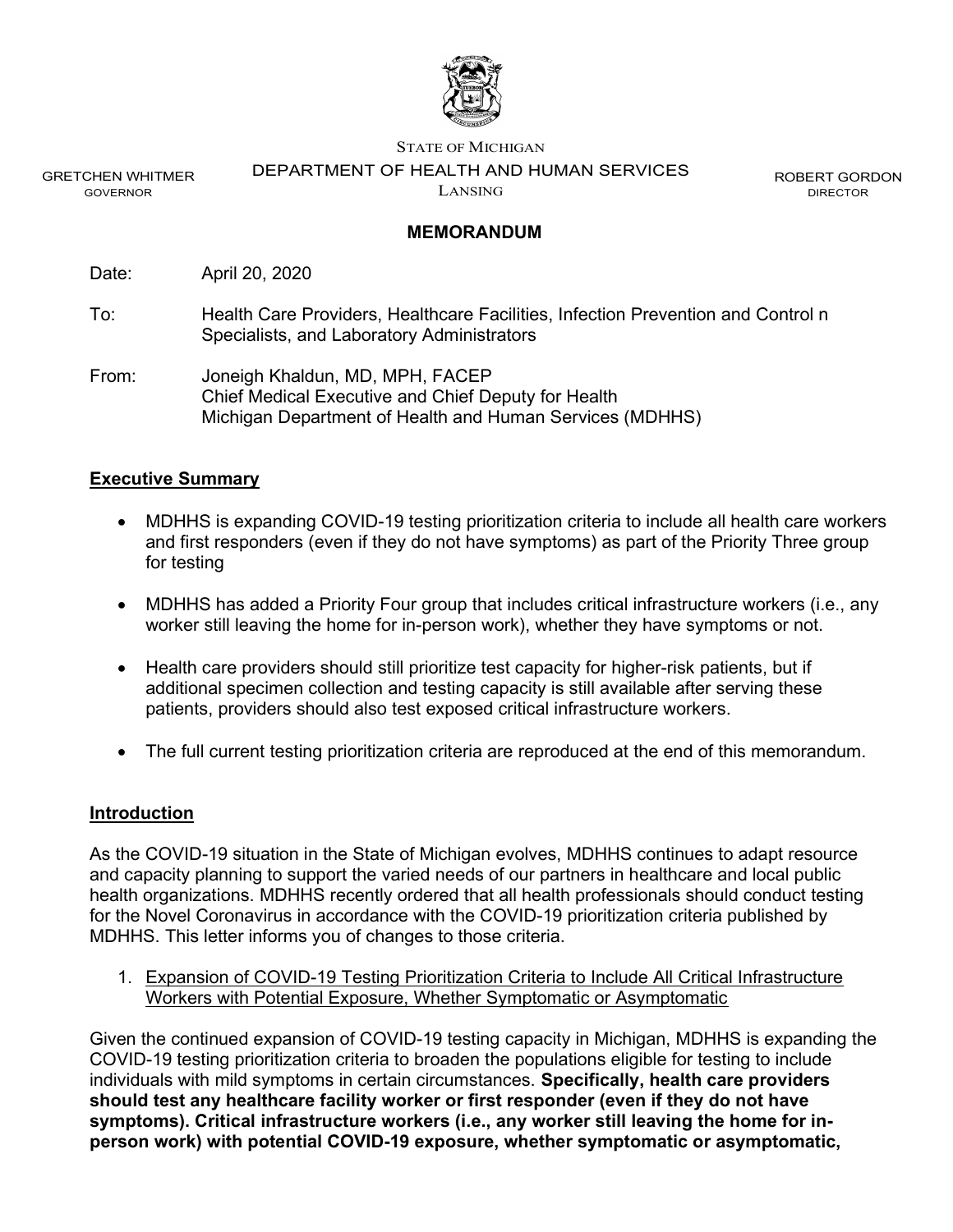STATE OF MICHIGAN

DEPARTMENT OF HEALTH AND HUMAN SERVICES

LANSING

GRETCHEN WHITMER
GOVERNOR

ROBERT GORDON
DIRECTOR

**MEMORANDUM**

Date: April 20, 2020

To: Health Care Providers, Healthcare Facilities, Infection Prevention and Control n Specialists, and Laboratory Administrators

From: Joneigh Khaldun, MD, MPH, FACEP
Chief Medical Executive and Chief Deputy for Health
Michigan Department of Health and Human Services (MDHHS)

## Executive Summary

- MDHHS is expanding COVID-19 testing prioritization criteria to include all health care workers and first responders (even if they do not have symptoms) as part of the Priority Three group for testing
- MDHHS has added a Priority Four group that includes critical infrastructure workers (i.e., any worker still leaving the home for in-person work), whether they have symptoms or not.
- Health care providers should still prioritize test capacity for higher-risk patients, but if additional specimen collection and testing capacity is still available after serving these patients, providers should also test exposed critical infrastructure workers.
- The full current testing prioritization criteria are reproduced at the end of this memorandum.

## Introduction

As the COVID-19 situation in the State of Michigan evolves, MDHHS continues to adapt resource and capacity planning to support the varied needs of our partners in healthcare and local public health organizations. MDHHS recently ordered that all health professionals should conduct testing for the Novel Coronavirus in accordance with the COVID-19 prioritization criteria published by MDHHS. This letter informs you of changes to those criteria.

1. Expansion of COVID-19 Testing Prioritization Criteria to Include All Critical Infrastructure Workers with Potential Exposure, Whether Symptomatic or Asymptomatic

Given the continued expansion of COVID-19 testing capacity in Michigan, MDHHS is expanding the COVID-19 testing prioritization criteria to broaden the populations eligible for testing to include individuals with mild symptoms in certain circumstances. **Specifically, health care providers should test any healthcare facility worker or first responder (even if they do not have symptoms). Critical infrastructure workers (i.e., any worker still leaving the home for in-person work) with potential COVID-19 exposure, whether symptomatic or asymptomatic,**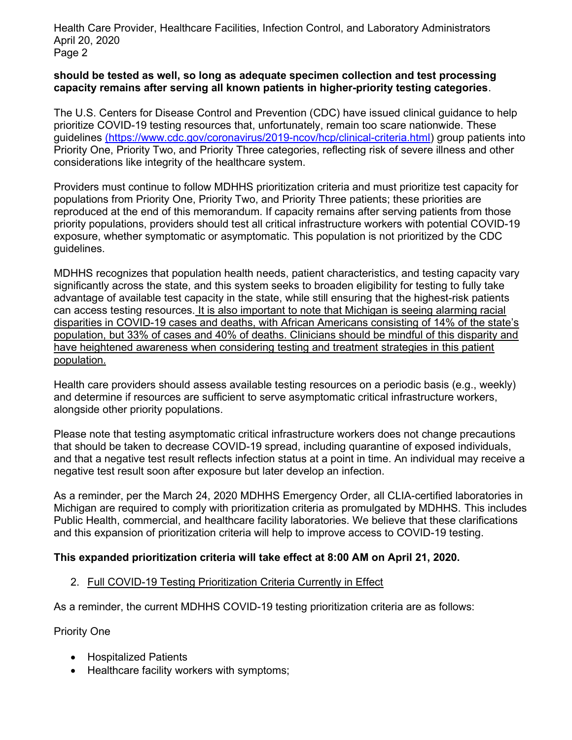**should be tested as well, so long as adequate specimen collection and test processing capacity remains after serving all known patients in higher-priority testing categories**.

The U.S. Centers for Disease Control and Prevention (CDC) have issued clinical guidance to help prioritize COVID-19 testing resources that, unfortunately, remain too scare nationwide. These guidelines (https://www.cdc.gov/coronavirus/2019-ncov/hcp/clinical-criteria.html) group patients into Priority One, Priority Two, and Priority Three categories, reflecting risk of severe illness and other considerations like integrity of the healthcare system.

Providers must continue to follow MDHHS prioritization criteria and must prioritize test capacity for populations from Priority One, Priority Two, and Priority Three patients; these priorities are reproduced at the end of this memorandum. If capacity remains after serving patients from those priority populations, providers should test all critical infrastructure workers with potential COVID-19 exposure, whether symptomatic or asymptomatic. This population is not prioritized by the CDC guidelines.

MDHHS recognizes that population health needs, patient characteristics, and testing capacity vary significantly across the state, and this system seeks to broaden eligibility for testing to fully take advantage of available test capacity in the state, while still ensuring that the highest-risk patients can access testing resources. <u>It is also important to note that Michigan is seeing alarming racial disparities in COVID-19 cases and deaths, with African Americans consisting of 14% of the state's population, but 33% of cases and 40% of deaths. Clinicians should be mindful of this disparity and have heightened awareness when considering testing and treatment strategies in this patient population.</u>

Health care providers should assess available testing resources on a periodic basis (e.g., weekly) and determine if resources are sufficient to serve asymptomatic critical infrastructure workers, alongside other priority populations.

Please note that testing asymptomatic critical infrastructure workers does not change precautions that should be taken to decrease COVID-19 spread, including quarantine of exposed individuals, and that a negative test result reflects infection status at a point in time. An individual may receive a negative test result soon after exposure but later develop an infection.

As a reminder, per the March 24, 2020 MDHHS Emergency Order, all CLIA-certified laboratories in Michigan are required to comply with prioritization criteria as promulgated by MDHHS. This includes Public Health, commercial, and healthcare facility laboratories. We believe that these clarifications and this expansion of prioritization criteria will help to improve access to COVID-19 testing.

**This expanded prioritization criteria will take effect at 8:00 AM on April 21, 2020.**

2. <u>Full COVID-19 Testing Prioritization Criteria Currently in Effect</u>

As a reminder, the current MDHHS COVID-19 testing prioritization criteria are as follows:

Priority One

- Hospitalized Patients
- Healthcare facility workers with symptoms;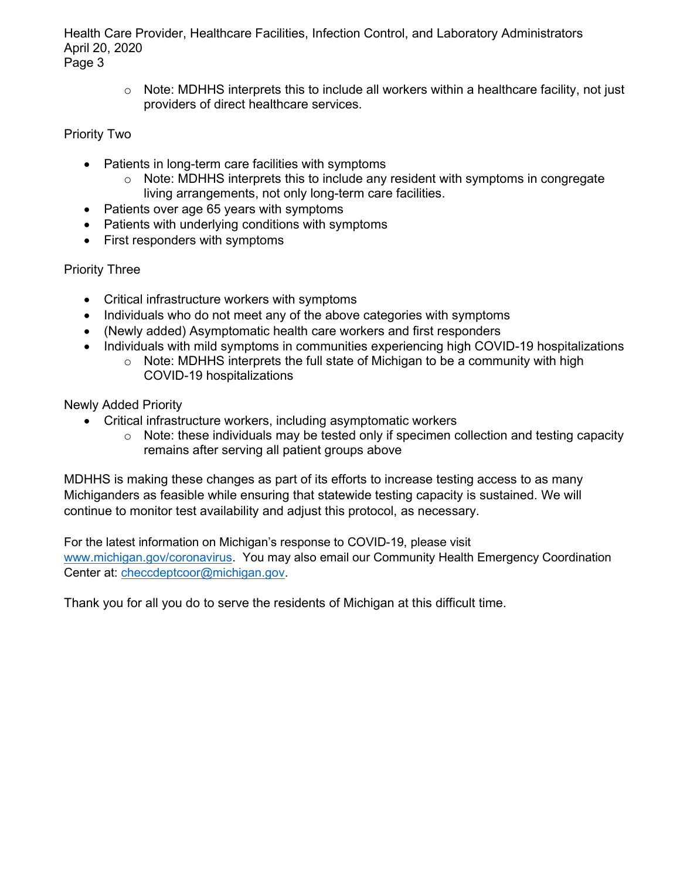- Note: MDHHS interprets this to include all workers within a healthcare facility, not just providers of direct healthcare services.

Priority Two

- Patients in long-term care facilities with symptoms
  - Note: MDHHS interprets this to include any resident with symptoms in congregate living arrangements, not only long-term care facilities.
- Patients over age 65 years with symptoms
- Patients with underlying conditions with symptoms
- First responders with symptoms

Priority Three

- Critical infrastructure workers with symptoms
- Individuals who do not meet any of the above categories with symptoms
- (Newly added) Asymptomatic health care workers and first responders
- Individuals with mild symptoms in communities experiencing high COVID-19 hospitalizations
  - Note: MDHHS interprets the full state of Michigan to be a community with high COVID-19 hospitalizations

Newly Added Priority

- Critical infrastructure workers, including asymptomatic workers
  - Note: these individuals may be tested only if specimen collection and testing capacity remains after serving all patient groups above

MDHHS is making these changes as part of its efforts to increase testing access to as many Michiganders as feasible while ensuring that statewide testing capacity is sustained. We will continue to monitor test availability and adjust this protocol, as necessary.

For the latest information on Michigan's response to COVID-19, please visit [www.michigan.gov/coronavirus](http://www.michigan.gov/coronavirus). You may also email our Community Health Emergency Coordination Center at: [checcdeptcoor@michigan.gov](mailto:checcdeptcoor@michigan.gov).

Thank you for all you do to serve the residents of Michigan at this difficult time.